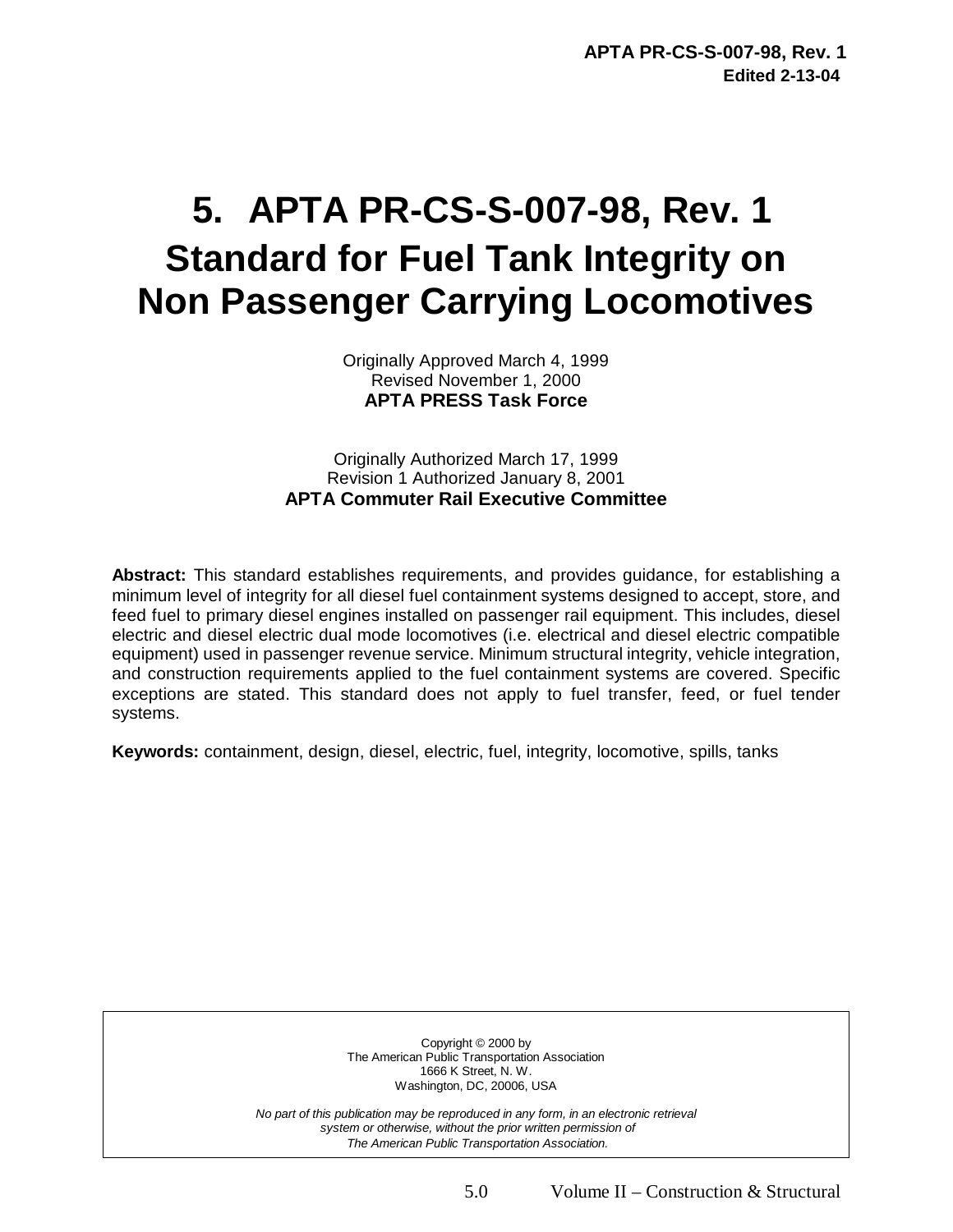# 5. APTA PR-CS-S-007-98, Rev. 1
# Standard for Fuel Tank Integrity on Non Passenger Carrying Locomotives

Originally Approved March 4, 1999
Revised November 1, 2000
**APTA PRESS Task Force**

Originally Authorized March 17, 1999
Revision 1 Authorized January 8, 2001
**APTA Commuter Rail Executive Committee**

**Abstract:** This standard establishes requirements, and provides guidance, for establishing a minimum level of integrity for all diesel fuel containment systems designed to accept, store, and feed fuel to primary diesel engines installed on passenger rail equipment. This includes, diesel electric and diesel electric dual mode locomotives (i.e. electrical and diesel electric compatible equipment) used in passenger revenue service. Minimum structural integrity, vehicle integration, and construction requirements applied to the fuel containment systems are covered. Specific exceptions are stated. This standard does not apply to fuel transfer, feed, or fuel tender systems.

**Keywords:** containment, design, diesel, electric, fuel, integrity, locomotive, spills, tanks

Copyright © 2000 by
The American Public Transportation Association
1666 K Street, N. W.
Washington, DC, 20006, USA

*No part of this publication may be reproduced in any form, in an electronic retrieval system or otherwise, without the prior written permission of The American Public Transportation Association.*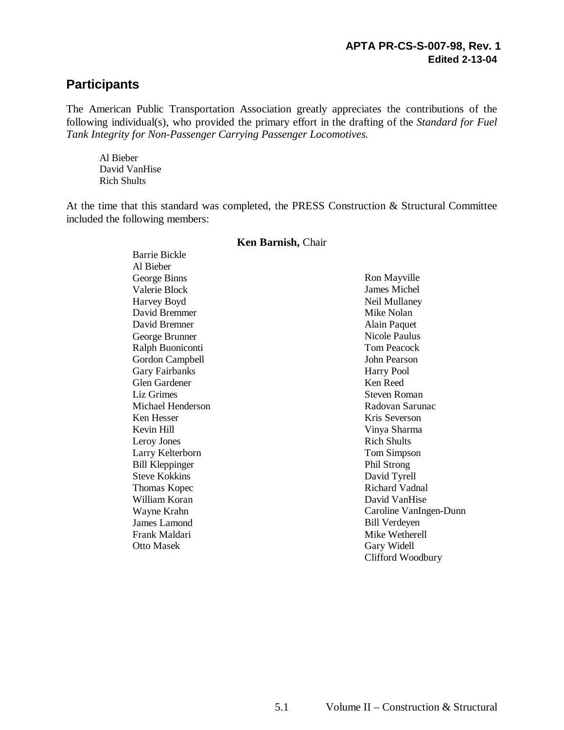## Participants

The American Public Transportation Association greatly appreciates the contributions of the following individual(s), who provided the primary effort in the drafting of the *Standard for Fuel Tank Integrity for Non-Passenger Carrying Passenger Locomotives.*

Al Bieber
David VanHise
Rich Shults

At the time that this standard was completed, the PRESS Construction & Structural Committee included the following members:

**Ken Barnish,** Chair

Barrie Bickle
Al Bieber
George Binns
Valerie Block
Harvey Boyd
David Bremmer
David Bremner
George Brunner
Ralph Buoniconti
Gordon Campbell
Gary Fairbanks
Glen Gardener
Liz Grimes
Michael Henderson
Ken Hesser
Kevin Hill
Leroy Jones
Larry Kelterborn
Bill Kleppinger
Steve Kokkins
Thomas Kopec
William Koran
Wayne Krahn
James Lamond
Frank Maldari
Otto Masek
Ron Mayville
James Michel
Neil Mullaney
Mike Nolan
Alain Paquet
Nicole Paulus
Tom Peacock
John Pearson
Harry Pool
Ken Reed
Steven Roman
Radovan Sarunac
Kris Severson
Vinya Sharma
Rich Shults
Tom Simpson
Phil Strong
David Tyrell
Richard Vadnal
David VanHise
Caroline VanIngen-Dunn
Bill Verdeyen
Mike Wetherell
Gary Widell
Clifford Woodbury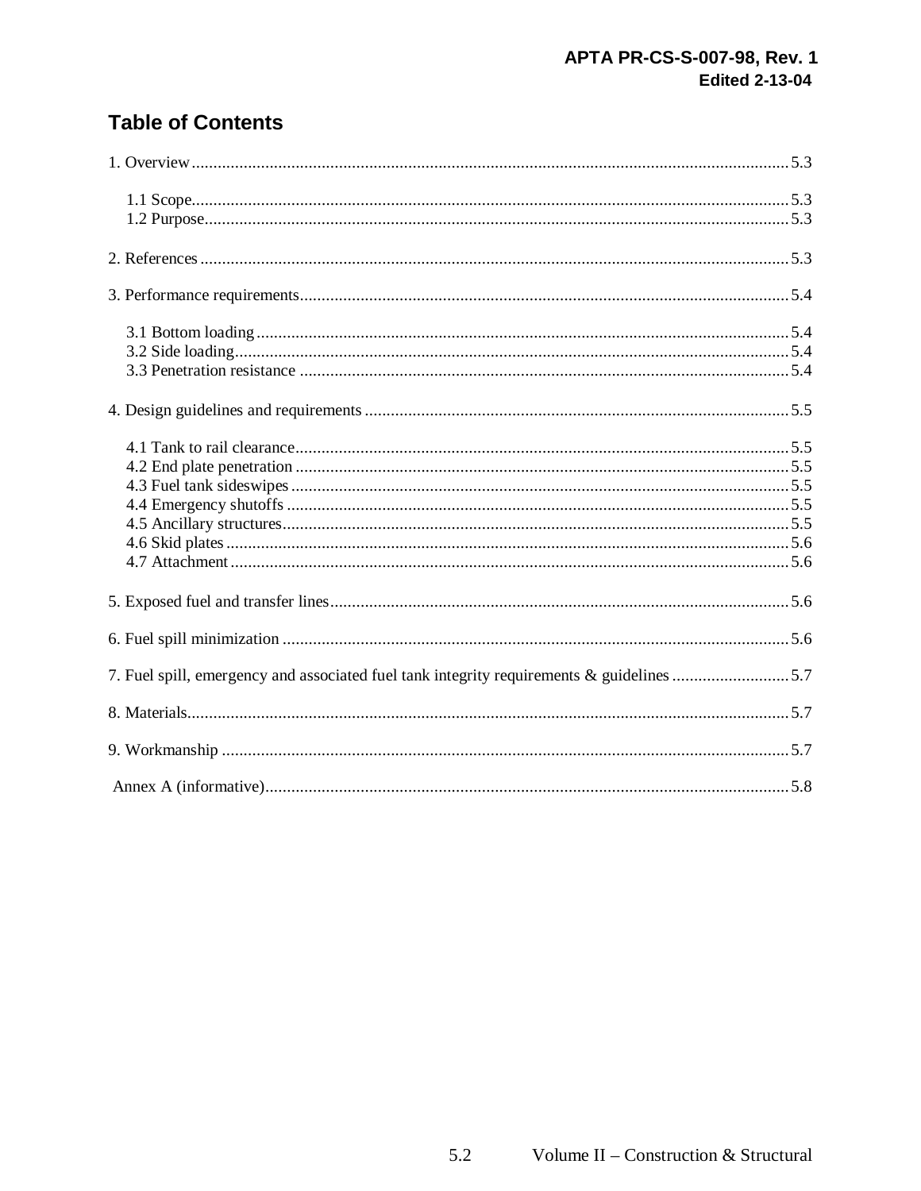## Table of Contents

1. Overview .... 5.3
   - 1.1 Scope .... 5.3
   - 1.2 Purpose .... 5.3

2. References .... 5.3

3. Performance requirements .... 5.4
   - 3.1 Bottom loading .... 5.4
   - 3.2 Side loading .... 5.4
   - 3.3 Penetration resistance .... 5.4

4. Design guidelines and requirements .... 5.5
   - 4.1 Tank to rail clearance .... 5.5
   - 4.2 End plate penetration .... 5.5
   - 4.3 Fuel tank sideswipes .... 5.5
   - 4.4 Emergency shutoffs .... 5.5
   - 4.5 Ancillary structures .... 5.5
   - 4.6 Skid plates .... 5.6
   - 4.7 Attachment .... 5.6

5. Exposed fuel and transfer lines .... 5.6

6. Fuel spill minimization .... 5.6

7. Fuel spill, emergency and associated fuel tank integrity requirements & guidelines .... 5.7

8. Materials .... 5.7

9. Workmanship .... 5.7

Annex A (informative) .... 5.8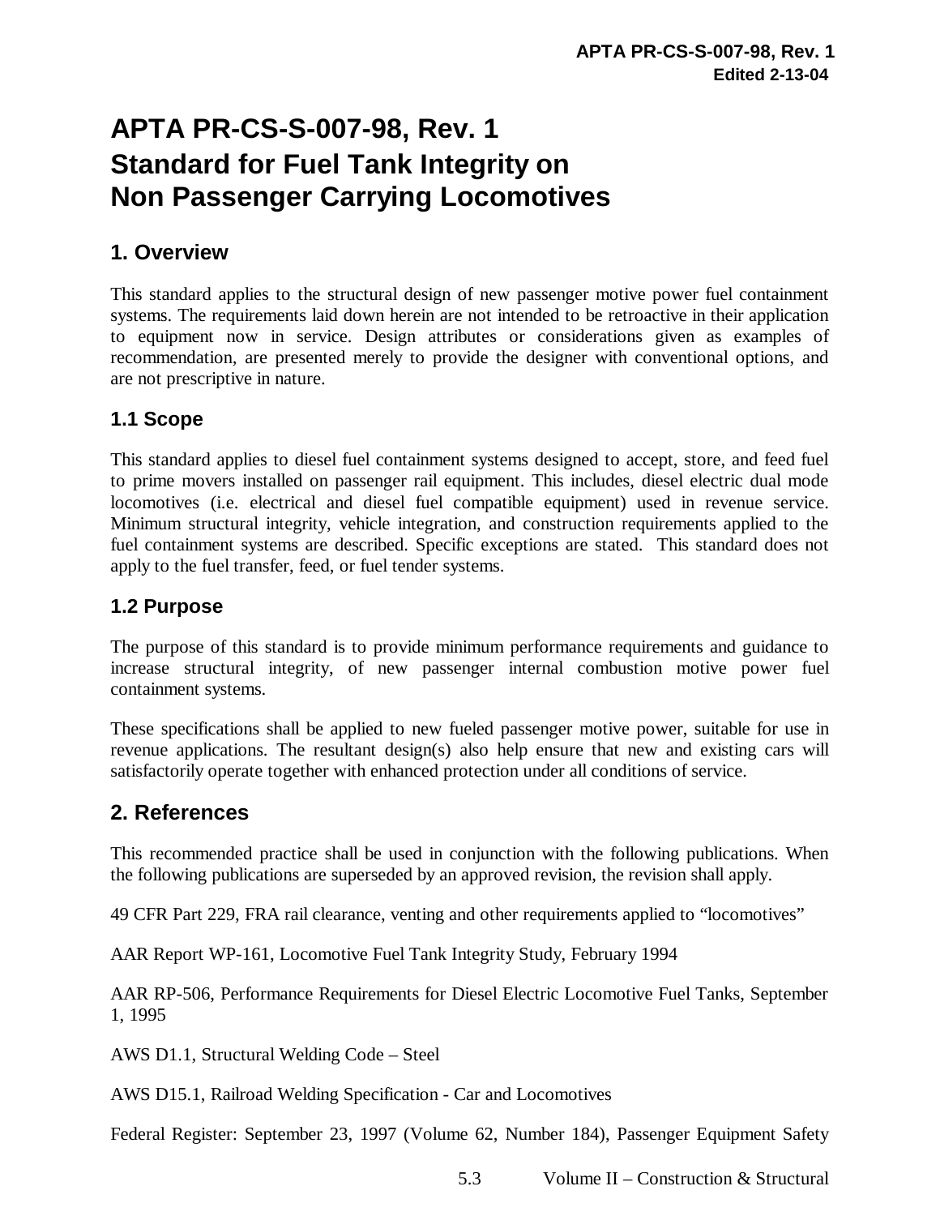# APTA PR-CS-S-007-98, Rev. 1
# Standard for Fuel Tank Integrity on Non Passenger Carrying Locomotives

## 1. Overview

This standard applies to the structural design of new passenger motive power fuel containment systems. The requirements laid down herein are not intended to be retroactive in their application to equipment now in service. Design attributes or considerations given as examples of recommendation, are presented merely to provide the designer with conventional options, and are not prescriptive in nature.

### 1.1 Scope

This standard applies to diesel fuel containment systems designed to accept, store, and feed fuel to prime movers installed on passenger rail equipment. This includes, diesel electric dual mode locomotives (i.e. electrical and diesel fuel compatible equipment) used in revenue service. Minimum structural integrity, vehicle integration, and construction requirements applied to the fuel containment systems are described. Specific exceptions are stated. This standard does not apply to the fuel transfer, feed, or fuel tender systems.

### 1.2 Purpose

The purpose of this standard is to provide minimum performance requirements and guidance to increase structural integrity, of new passenger internal combustion motive power fuel containment systems.

These specifications shall be applied to new fueled passenger motive power, suitable for use in revenue applications. The resultant design(s) also help ensure that new and existing cars will satisfactorily operate together with enhanced protection under all conditions of service.

## 2. References

This recommended practice shall be used in conjunction with the following publications. When the following publications are superseded by an approved revision, the revision shall apply.

49 CFR Part 229, FRA rail clearance, venting and other requirements applied to “locomotives”

AAR Report WP-161, Locomotive Fuel Tank Integrity Study, February 1994

AAR RP-506, Performance Requirements for Diesel Electric Locomotive Fuel Tanks, September 1, 1995

AWS D1.1, Structural Welding Code – Steel

AWS D15.1, Railroad Welding Specification - Car and Locomotives

Federal Register: September 23, 1997 (Volume 62, Number 184), Passenger Equipment Safety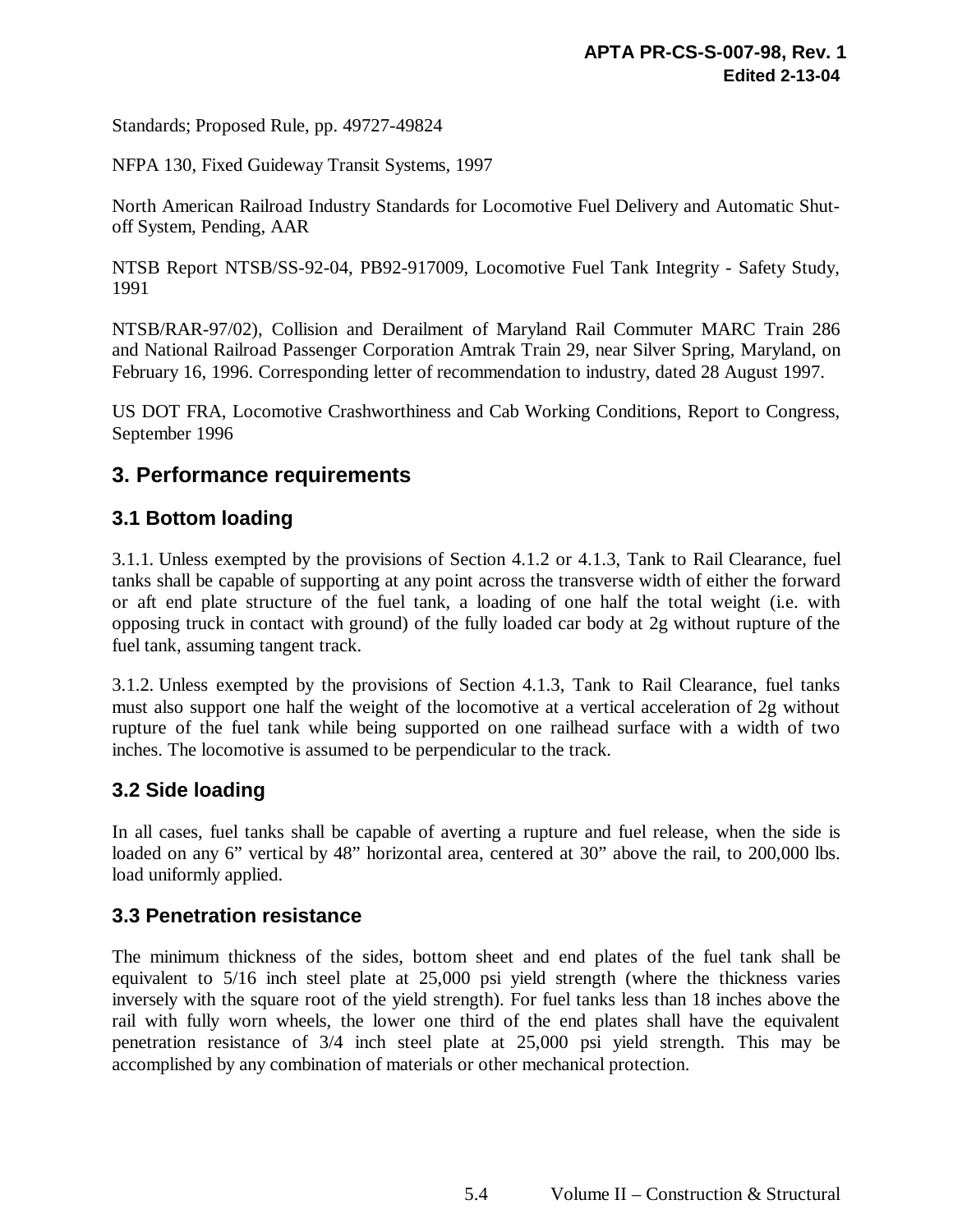Standards; Proposed Rule, pp. 49727-49824

NFPA 130, Fixed Guideway Transit Systems, 1997

North American Railroad Industry Standards for Locomotive Fuel Delivery and Automatic Shut-off System, Pending, AAR

NTSB Report NTSB/SS-92-04, PB92-917009, Locomotive Fuel Tank Integrity - Safety Study, 1991

NTSB/RAR-97/02), Collision and Derailment of Maryland Rail Commuter MARC Train 286 and National Railroad Passenger Corporation Amtrak Train 29, near Silver Spring, Maryland, on February 16, 1996. Corresponding letter of recommendation to industry, dated 28 August 1997.

US DOT FRA, Locomotive Crashworthiness and Cab Working Conditions, Report to Congress, September 1996

## 3. Performance requirements

### 3.1 Bottom loading

3.1.1. Unless exempted by the provisions of Section 4.1.2 or 4.1.3, Tank to Rail Clearance, fuel tanks shall be capable of supporting at any point across the transverse width of either the forward or aft end plate structure of the fuel tank, a loading of one half the total weight (i.e. with opposing truck in contact with ground) of the fully loaded car body at 2g without rupture of the fuel tank, assuming tangent track.

3.1.2. Unless exempted by the provisions of Section 4.1.3, Tank to Rail Clearance, fuel tanks must also support one half the weight of the locomotive at a vertical acceleration of 2g without rupture of the fuel tank while being supported on one railhead surface with a width of two inches. The locomotive is assumed to be perpendicular to the track.

### 3.2 Side loading

In all cases, fuel tanks shall be capable of averting a rupture and fuel release, when the side is loaded on any 6" vertical by 48" horizontal area, centered at 30" above the rail, to 200,000 lbs. load uniformly applied.

### 3.3 Penetration resistance

The minimum thickness of the sides, bottom sheet and end plates of the fuel tank shall be equivalent to 5/16 inch steel plate at 25,000 psi yield strength (where the thickness varies inversely with the square root of the yield strength). For fuel tanks less than 18 inches above the rail with fully worn wheels, the lower one third of the end plates shall have the equivalent penetration resistance of 3/4 inch steel plate at 25,000 psi yield strength. This may be accomplished by any combination of materials or other mechanical protection.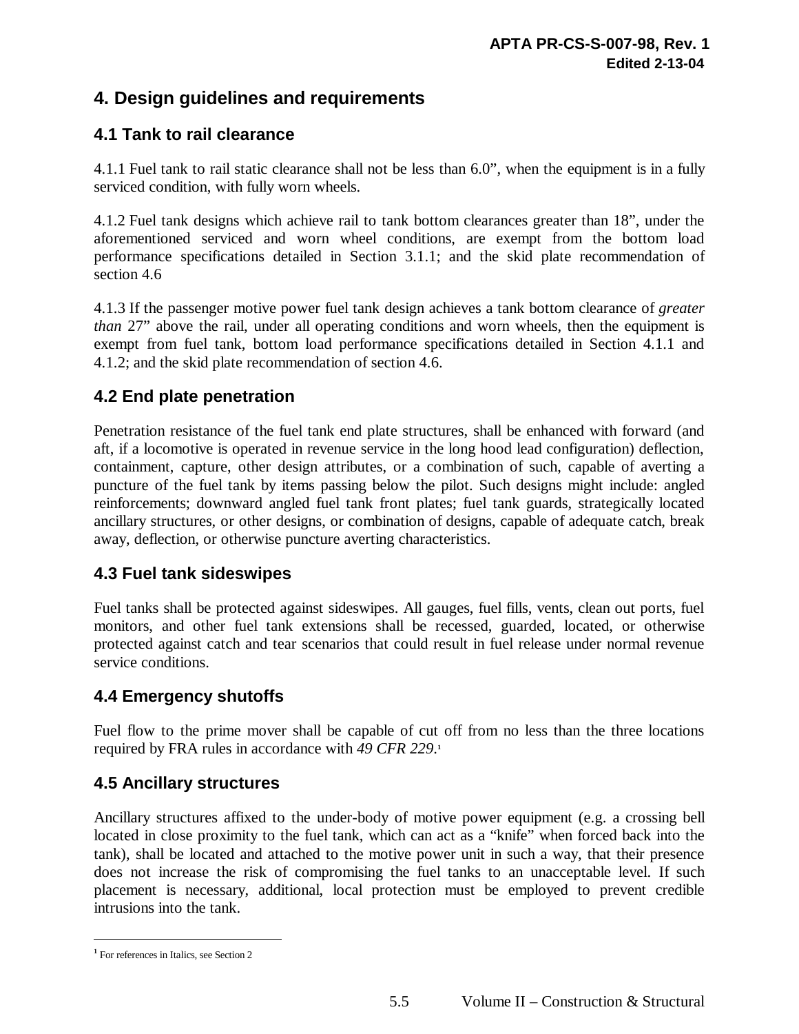# 4. Design guidelines and requirements

## 4.1 Tank to rail clearance

4.1.1 Fuel tank to rail static clearance shall not be less than 6.0”, when the equipment is in a fully serviced condition, with fully worn wheels.

4.1.2 Fuel tank designs which achieve rail to tank bottom clearances greater than 18”, under the aforementioned serviced and worn wheel conditions, are exempt from the bottom load performance specifications detailed in Section 3.1.1; and the skid plate recommendation of section 4.6

4.1.3 If the passenger motive power fuel tank design achieves a tank bottom clearance of *greater than* 27” above the rail, under all operating conditions and worn wheels, then the equipment is exempt from fuel tank, bottom load performance specifications detailed in Section 4.1.1 and 4.1.2; and the skid plate recommendation of section 4.6.

## 4.2 End plate penetration

Penetration resistance of the fuel tank end plate structures, shall be enhanced with forward (and aft, if a locomotive is operated in revenue service in the long hood lead configuration) deflection, containment, capture, other design attributes, or a combination of such, capable of averting a puncture of the fuel tank by items passing below the pilot. Such designs might include: angled reinforcements; downward angled fuel tank front plates; fuel tank guards, strategically located ancillary structures, or other designs, or combination of designs, capable of adequate catch, break away, deflection, or otherwise puncture averting characteristics.

## 4.3 Fuel tank sideswipes

Fuel tanks shall be protected against sideswipes. All gauges, fuel fills, vents, clean out ports, fuel monitors, and other fuel tank extensions shall be recessed, guarded, located, or otherwise protected against catch and tear scenarios that could result in fuel release under normal revenue service conditions.

## 4.4 Emergency shutoffs

Fuel flow to the prime mover shall be capable of cut off from no less than the three locations required by FRA rules in accordance with *49 CFR 229*.[1]

## 4.5 Ancillary structures

Ancillary structures affixed to the under-body of motive power equipment (e.g. a crossing bell located in close proximity to the fuel tank, which can act as a “knife” when forced back into the tank), shall be located and attached to the motive power unit in such a way, that their presence does not increase the risk of compromising the fuel tanks to an unacceptable level. If such placement is necessary, additional, local protection must be employed to prevent credible intrusions into the tank.

---

[1] For references in Italics, see Section 2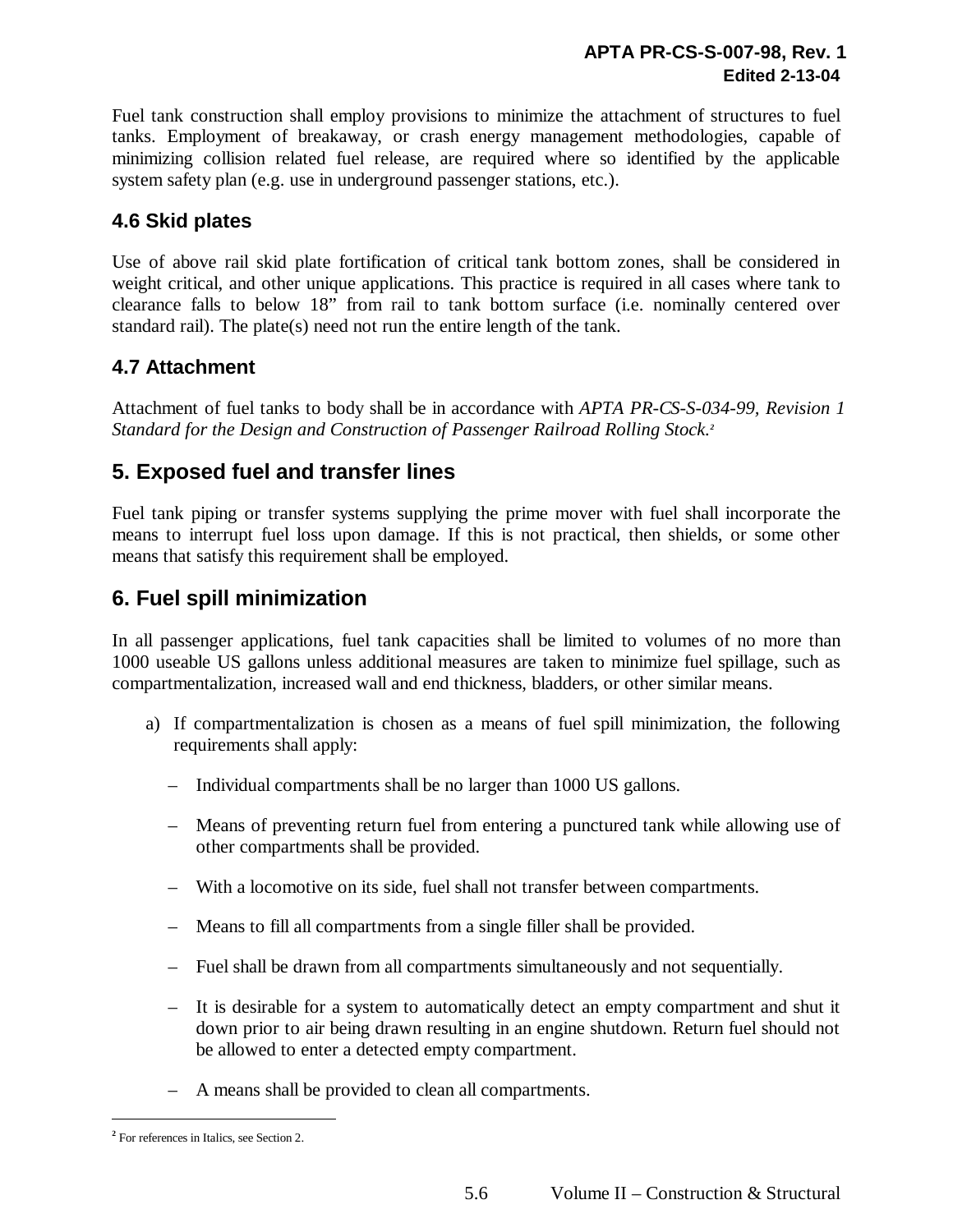Fuel tank construction shall employ provisions to minimize the attachment of structures to fuel tanks. Employment of breakaway, or crash energy management methodologies, capable of minimizing collision related fuel release, are required where so identified by the applicable system safety plan (e.g. use in underground passenger stations, etc.).

### 4.6 Skid plates

Use of above rail skid plate fortification of critical tank bottom zones, shall be considered in weight critical, and other unique applications. This practice is required in all cases where tank to clearance falls to below 18" from rail to tank bottom surface (i.e. nominally centered over standard rail). The plate(s) need not run the entire length of the tank.

### 4.7 Attachment

Attachment of fuel tanks to body shall be in accordance with *APTA PR-CS-S-034-99, Revision 1 Standard for the Design and Construction of Passenger Railroad Rolling Stock.*[2]

## 5. Exposed fuel and transfer lines

Fuel tank piping or transfer systems supplying the prime mover with fuel shall incorporate the means to interrupt fuel loss upon damage. If this is not practical, then shields, or some other means that satisfy this requirement shall be employed.

## 6. Fuel spill minimization

In all passenger applications, fuel tank capacities shall be limited to volumes of no more than 1000 useable US gallons unless additional measures are taken to minimize fuel spillage, such as compartmentalization, increased wall and end thickness, bladders, or other similar means.

a) If compartmentalization is chosen as a means of fuel spill minimization, the following requirements shall apply:

   - Individual compartments shall be no larger than 1000 US gallons.
   - Means of preventing return fuel from entering a punctured tank while allowing use of other compartments shall be provided.
   - With a locomotive on its side, fuel shall not transfer between compartments.
   - Means to fill all compartments from a single filler shall be provided.
   - Fuel shall be drawn from all compartments simultaneously and not sequentially.
   - It is desirable for a system to automatically detect an empty compartment and shut it down prior to air being drawn resulting in an engine shutdown. Return fuel should not be allowed to enter a detected empty compartment.
   - A means shall be provided to clean all compartments.

---

[2] For references in Italics, see Section 2.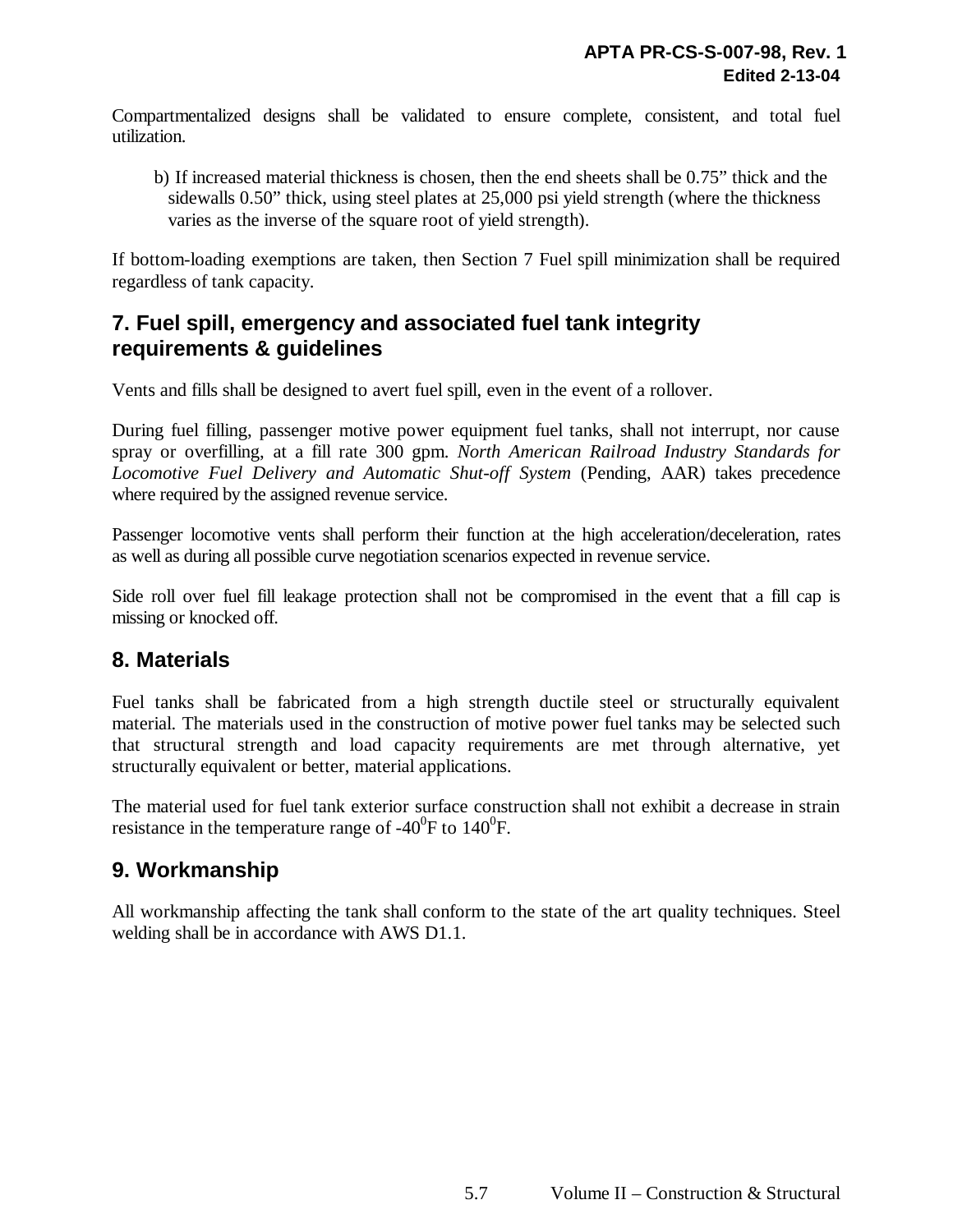Compartmentalized designs shall be validated to ensure complete, consistent, and total fuel utilization.

b) If increased material thickness is chosen, then the end sheets shall be 0.75" thick and the sidewalls 0.50" thick, using steel plates at 25,000 psi yield strength (where the thickness varies as the inverse of the square root of yield strength).

If bottom-loading exemptions are taken, then Section 7 Fuel spill minimization shall be required regardless of tank capacity.

## 7. Fuel spill, emergency and associated fuel tank integrity requirements & guidelines

Vents and fills shall be designed to avert fuel spill, even in the event of a rollover.

During fuel filling, passenger motive power equipment fuel tanks, shall not interrupt, nor cause spray or overfilling, at a fill rate 300 gpm. *North American Railroad Industry Standards for Locomotive Fuel Delivery and Automatic Shut-off System* (Pending, AAR) takes precedence where required by the assigned revenue service.

Passenger locomotive vents shall perform their function at the high acceleration/deceleration, rates as well as during all possible curve negotiation scenarios expected in revenue service.

Side roll over fuel fill leakage protection shall not be compromised in the event that a fill cap is missing or knocked off.

## 8. Materials

Fuel tanks shall be fabricated from a high strength ductile steel or structurally equivalent material. The materials used in the construction of motive power fuel tanks may be selected such that structural strength and load capacity requirements are met through alternative, yet structurally equivalent or better, material applications.

The material used for fuel tank exterior surface construction shall not exhibit a decrease in strain resistance in the temperature range of $-40^0$F to $140^0$F.

## 9. Workmanship

All workmanship affecting the tank shall conform to the state of the art quality techniques. Steel welding shall be in accordance with AWS D1.1.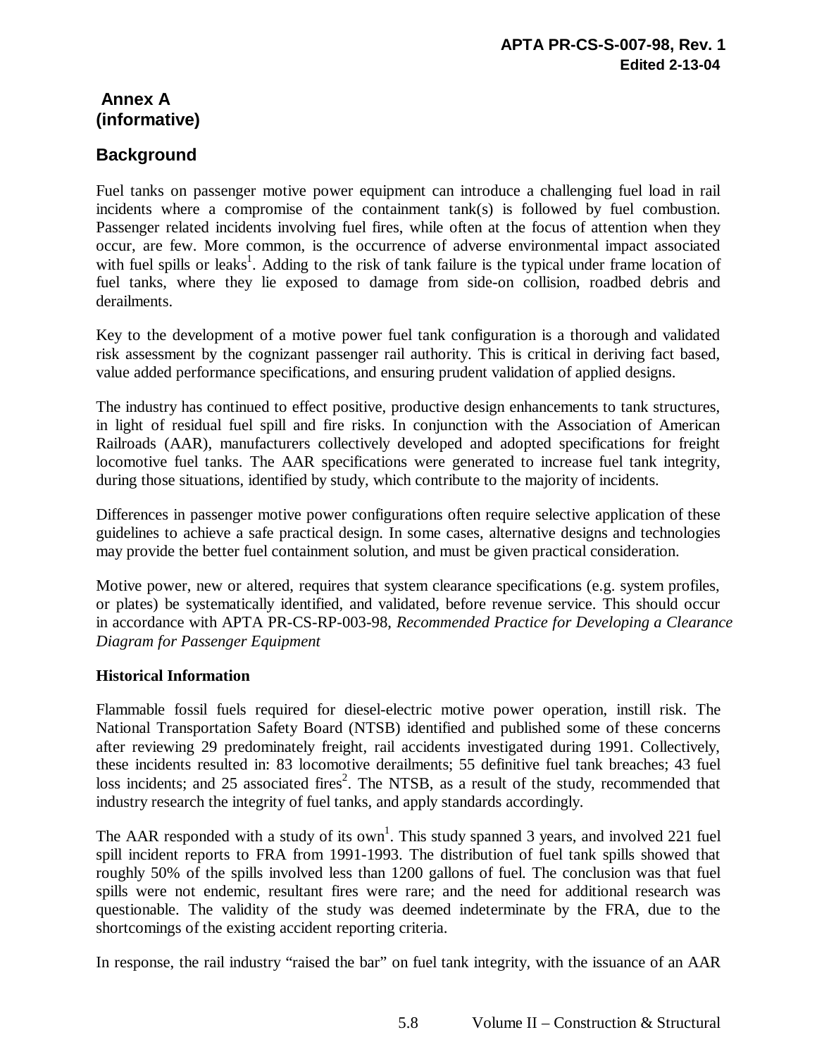## Annex A
## (informative)

## Background

Fuel tanks on passenger motive power equipment can introduce a challenging fuel load in rail incidents where a compromise of the containment tank(s) is followed by fuel combustion. Passenger related incidents involving fuel fires, while often at the focus of attention when they occur, are few. More common, is the occurrence of adverse environmental impact associated with fuel spills or leaks[1]. Adding to the risk of tank failure is the typical under frame location of fuel tanks, where they lie exposed to damage from side-on collision, roadbed debris and derailments.

Key to the development of a motive power fuel tank configuration is a thorough and validated risk assessment by the cognizant passenger rail authority. This is critical in deriving fact based, value added performance specifications, and ensuring prudent validation of applied designs.

The industry has continued to effect positive, productive design enhancements to tank structures, in light of residual fuel spill and fire risks. In conjunction with the Association of American Railroads (AAR), manufacturers collectively developed and adopted specifications for freight locomotive fuel tanks. The AAR specifications were generated to increase fuel tank integrity, during those situations, identified by study, which contribute to the majority of incidents.

Differences in passenger motive power configurations often require selective application of these guidelines to achieve a safe practical design. In some cases, alternative designs and technologies may provide the better fuel containment solution, and must be given practical consideration.

Motive power, new or altered, requires that system clearance specifications (e.g. system profiles, or plates) be systematically identified, and validated, before revenue service. This should occur in accordance with APTA PR-CS-RP-003-98, *Recommended Practice for Developing a Clearance Diagram for Passenger Equipment*

**Historical Information**

Flammable fossil fuels required for diesel-electric motive power operation, instill risk. The National Transportation Safety Board (NTSB) identified and published some of these concerns after reviewing 29 predominately freight, rail accidents investigated during 1991. Collectively, these incidents resulted in: 83 locomotive derailments; 55 definitive fuel tank breaches; 43 fuel loss incidents; and 25 associated fires[2]. The NTSB, as a result of the study, recommended that industry research the integrity of fuel tanks, and apply standards accordingly.

The AAR responded with a study of its own[1]. This study spanned 3 years, and involved 221 fuel spill incident reports to FRA from 1991-1993. The distribution of fuel tank spills showed that roughly 50% of the spills involved less than 1200 gallons of fuel. The conclusion was that fuel spills were not endemic, resultant fires were rare; and the need for additional research was questionable. The validity of the study was deemed indeterminate by the FRA, due to the shortcomings of the existing accident reporting criteria.

In response, the rail industry "raised the bar" on fuel tank integrity, with the issuance of an AAR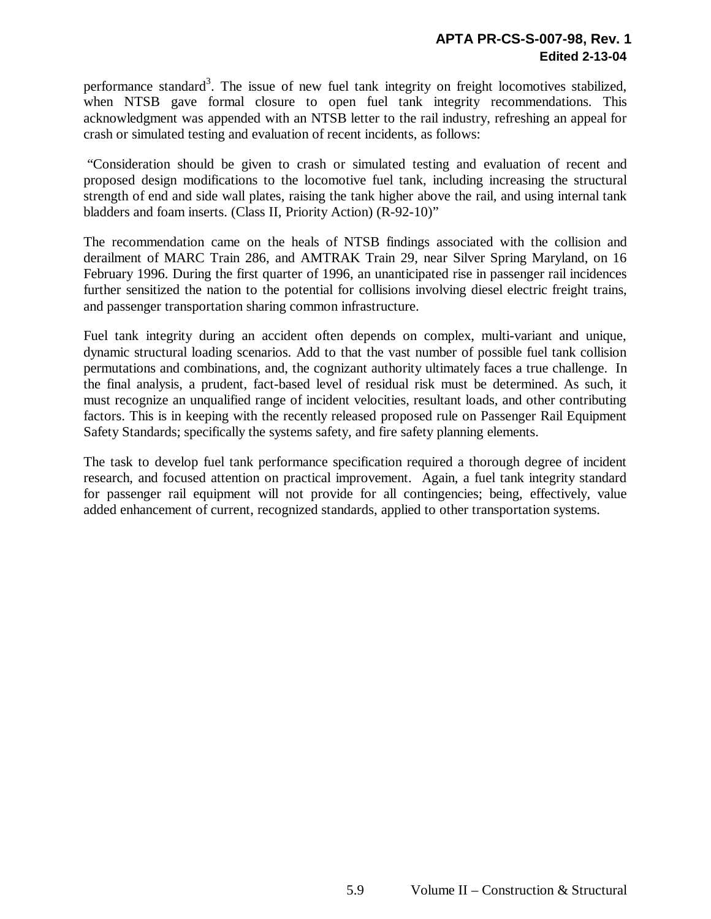performance standard[3]. The issue of new fuel tank integrity on freight locomotives stabilized, when NTSB gave formal closure to open fuel tank integrity recommendations. This acknowledgment was appended with an NTSB letter to the rail industry, refreshing an appeal for crash or simulated testing and evaluation of recent incidents, as follows:

"Consideration should be given to crash or simulated testing and evaluation of recent and proposed design modifications to the locomotive fuel tank, including increasing the structural strength of end and side wall plates, raising the tank higher above the rail, and using internal tank bladders and foam inserts. (Class II, Priority Action) (R-92-10)"

The recommendation came on the heals of NTSB findings associated with the collision and derailment of MARC Train 286, and AMTRAK Train 29, near Silver Spring Maryland, on 16 February 1996. During the first quarter of 1996, an unanticipated rise in passenger rail incidences further sensitized the nation to the potential for collisions involving diesel electric freight trains, and passenger transportation sharing common infrastructure.

Fuel tank integrity during an accident often depends on complex, multi-variant and unique, dynamic structural loading scenarios. Add to that the vast number of possible fuel tank collision permutations and combinations, and, the cognizant authority ultimately faces a true challenge. In the final analysis, a prudent, fact-based level of residual risk must be determined. As such, it must recognize an unqualified range of incident velocities, resultant loads, and other contributing factors. This is in keeping with the recently released proposed rule on Passenger Rail Equipment Safety Standards; specifically the systems safety, and fire safety planning elements.

The task to develop fuel tank performance specification required a thorough degree of incident research, and focused attention on practical improvement. Again, a fuel tank integrity standard for passenger rail equipment will not provide for all contingencies; being, effectively, value added enhancement of current, recognized standards, applied to other transportation systems.